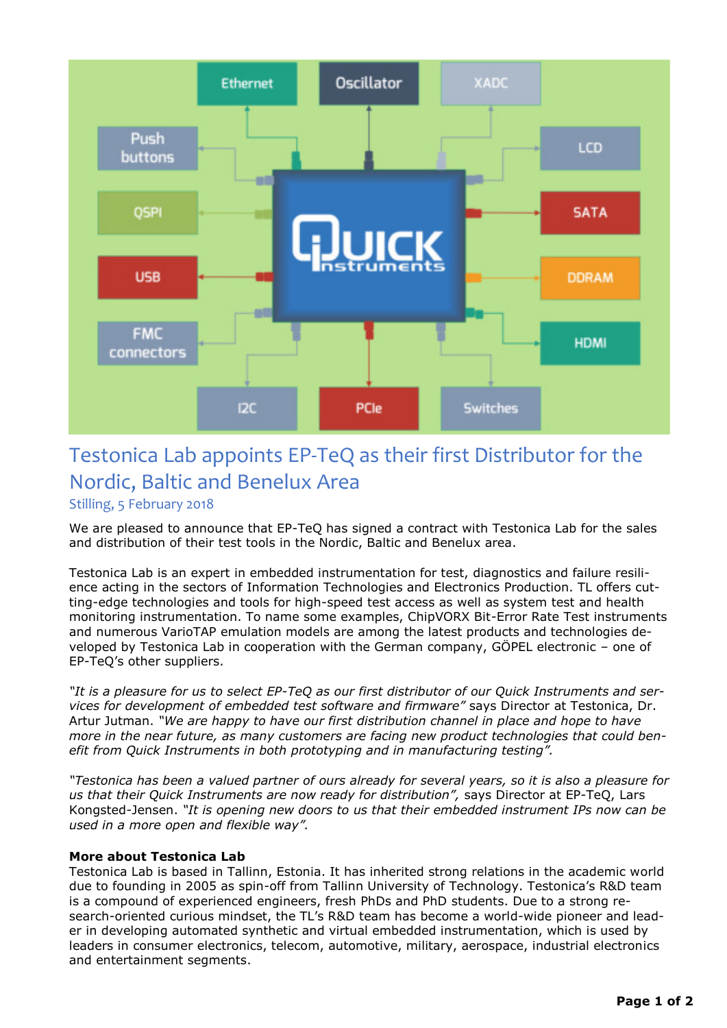# Testonica Lab appoints EP-TeQ as their first Distributor for the Nordic, Baltic and Benelux Area

Stilling, 5 February 2018

We are pleased to announce that EP-TeQ has signed a contract with Testonica Lab for the sales and distribution of their test tools in the Nordic, Baltic and Benelux area.

Testonica Lab is an expert in embedded instrumentation for test, diagnostics and failure resilience acting in the sectors of Information Technologies and Electronics Production. TL offers cutting-edge technologies and tools for high-speed test access as well as system test and health monitoring instrumentation. To name some examples, ChipVORX Bit-Error Rate Test instruments and numerous VarioTAP emulation models are among the latest products and technologies developed by Testonica Lab in cooperation with the German company, GÖPEL electronic – one of EP-TeQ's other suppliers.

*"It is a pleasure for us to select EP-TeQ as our first distributor of our Quick Instruments and services for development of embedded test software and firmware"* says Director at Testonica, Dr. Artur Jutman. *"We are happy to have our first distribution channel in place and hope to have more in the near future, as many customers are facing new product technologies that could benefit from Quick Instruments in both prototyping and in manufacturing testing".*

*"Testonica has been a valued partner of ours already for several years, so it is also a pleasure for us that their Quick Instruments are now ready for distribution",* says Director at EP-TeQ, Lars Kongsted-Jensen. *"It is opening new doors to us that their embedded instrument IPs now can be used in a more open and flexible way".*

**More about Testonica Lab**

Testonica Lab is based in Tallinn, Estonia. It has inherited strong relations in the academic world due to founding in 2005 as spin-off from Tallinn University of Technology. Testonica's R&D team is a compound of experienced engineers, fresh PhDs and PhD students. Due to a strong research-oriented curious mindset, the TL's R&D team has become a world-wide pioneer and leader in developing automated synthetic and virtual embedded instrumentation, which is used by leaders in consumer electronics, telecom, automotive, military, aerospace, industrial electronics and entertainment segments.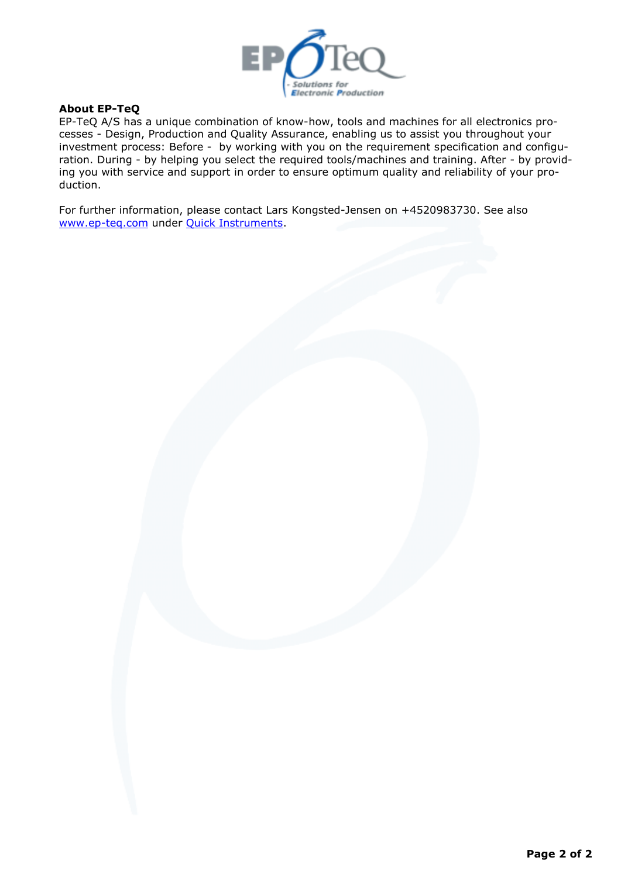**About EP-TeQ**
EP-TeQ A/S has a unique combination of know-how, tools and machines for all electronics processes - Design, Production and Quality Assurance, enabling us to assist you throughout your investment process: Before - by working with you on the requirement specification and configuration. During - by helping you select the required tools/machines and training. After - by providing you with service and support in order to ensure optimum quality and reliability of your production.

For further information, please contact Lars Kongsted-Jensen on +4520983730. See also www.ep-teq.com under Quick Instruments.